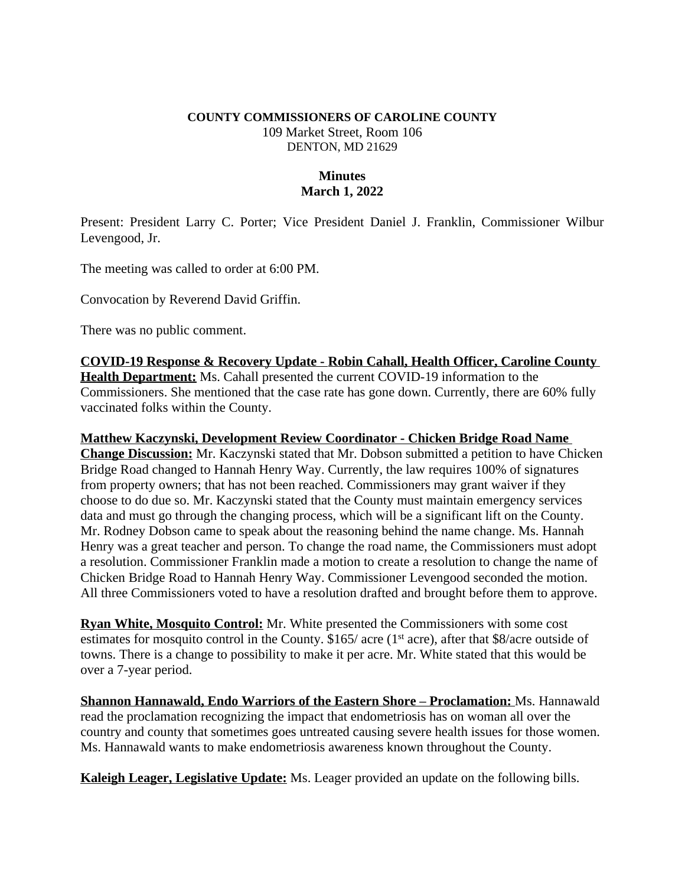**COUNTY COMMISSIONERS OF CAROLINE COUNTY**
109 Market Street, Room 106
DENTON, MD 21629

**Minutes**
**March 1, 2022**

Present: President Larry C. Porter; Vice President Daniel J. Franklin, Commissioner Wilbur Levengood, Jr.

The meeting was called to order at 6:00 PM.

Convocation by Reverend David Griffin.

There was no public comment.

**COVID-19 Response & Recovery Update - Robin Cahall, Health Officer, Caroline County Health Department:** Ms. Cahall presented the current COVID-19 information to the Commissioners. She mentioned that the case rate has gone down. Currently, there are 60% fully vaccinated folks within the County.

**Matthew Kaczynski, Development Review Coordinator - Chicken Bridge Road Name Change Discussion:** Mr. Kaczynski stated that Mr. Dobson submitted a petition to have Chicken Bridge Road changed to Hannah Henry Way. Currently, the law requires 100% of signatures from property owners; that has not been reached. Commissioners may grant waiver if they choose to do due so. Mr. Kaczynski stated that the County must maintain emergency services data and must go through the changing process, which will be a significant lift on the County. Mr. Rodney Dobson came to speak about the reasoning behind the name change. Ms. Hannah Henry was a great teacher and person. To change the road name, the Commissioners must adopt a resolution. Commissioner Franklin made a motion to create a resolution to change the name of Chicken Bridge Road to Hannah Henry Way. Commissioner Levengood seconded the motion. All three Commissioners voted to have a resolution drafted and brought before them to approve.

**Ryan White, Mosquito Control:** Mr. White presented the Commissioners with some cost estimates for mosquito control in the County. $165/ acre (1st acre), after that $8/acre outside of towns. There is a change to possibility to make it per acre. Mr. White stated that this would be over a 7-year period.

**Shannon Hannawald, Endo Warriors of the Eastern Shore – Proclamation:** Ms. Hannawald read the proclamation recognizing the impact that endometriosis has on woman all over the country and county that sometimes goes untreated causing severe health issues for those women. Ms. Hannawald wants to make endometriosis awareness known throughout the County.

**Kaleigh Leager, Legislative Update:** Ms. Leager provided an update on the following bills.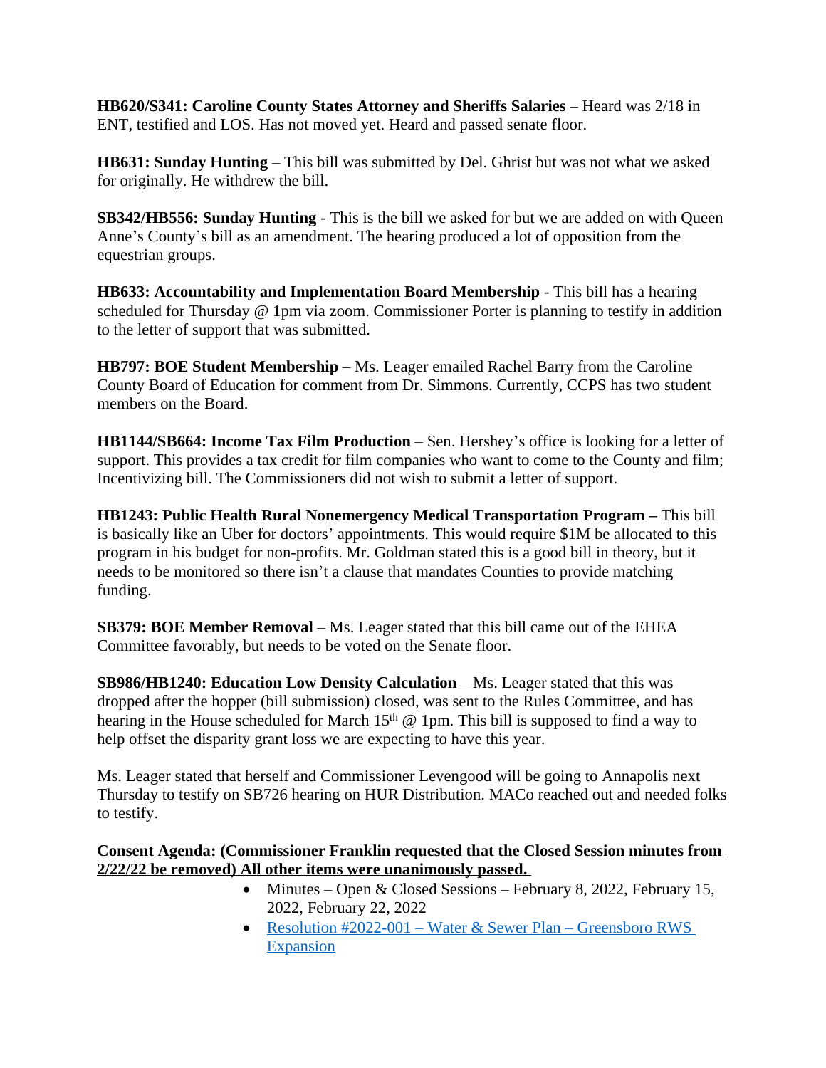**HB620/S341: Caroline County States Attorney and Sheriffs Salaries** – Heard was 2/18 in ENT, testified and LOS. Has not moved yet. Heard and passed senate floor.

**HB631: Sunday Hunting** – This bill was submitted by Del. Ghrist but was not what we asked for originally. He withdrew the bill.

**SB342/HB556: Sunday Hunting** - This is the bill we asked for but we are added on with Queen Anne's County's bill as an amendment. The hearing produced a lot of opposition from the equestrian groups.

**HB633: Accountability and Implementation Board Membership** - This bill has a hearing scheduled for Thursday @ 1pm via zoom. Commissioner Porter is planning to testify in addition to the letter of support that was submitted.

**HB797: BOE Student Membership** – Ms. Leager emailed Rachel Barry from the Caroline County Board of Education for comment from Dr. Simmons. Currently, CCPS has two student members on the Board.

**HB1144/SB664: Income Tax Film Production** – Sen. Hershey's office is looking for a letter of support. This provides a tax credit for film companies who want to come to the County and film; Incentivizing bill. The Commissioners did not wish to submit a letter of support.

**HB1243: Public Health Rural Nonemergency Medical Transportation Program –** This bill is basically like an Uber for doctors' appointments. This would require $1M be allocated to this program in his budget for non-profits. Mr. Goldman stated this is a good bill in theory, but it needs to be monitored so there isn't a clause that mandates Counties to provide matching funding.

**SB379: BOE Member Removal** – Ms. Leager stated that this bill came out of the EHEA Committee favorably, but needs to be voted on the Senate floor.

**SB986/HB1240: Education Low Density Calculation** – Ms. Leager stated that this was dropped after the hopper (bill submission) closed, was sent to the Rules Committee, and has hearing in the House scheduled for March 15th @ 1pm. This bill is supposed to find a way to help offset the disparity grant loss we are expecting to have this year.

Ms. Leager stated that herself and Commissioner Levengood will be going to Annapolis next Thursday to testify on SB726 hearing on HUR Distribution. MACo reached out and needed folks to testify.

**Consent Agenda: (Commissioner Franklin requested that the Closed Session minutes from 2/22/22 be removed) All other items were unanimously passed.**

- Minutes – Open & Closed Sessions – February 8, 2022, February 15, 2022, February 22, 2022
- Resolution #2022-001 – Water & Sewer Plan – Greensboro RWS Expansion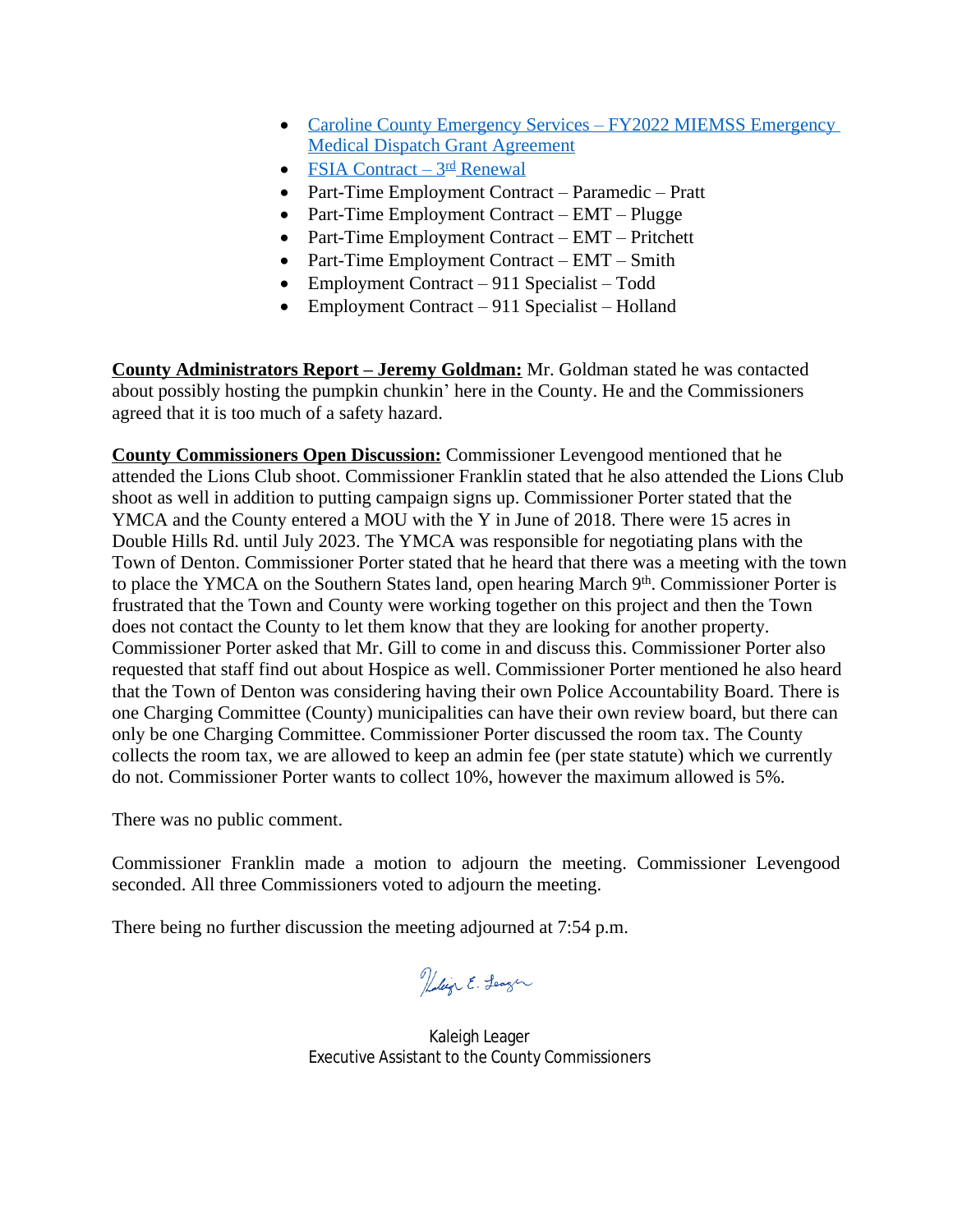- Caroline County Emergency Services – FY2022 MIEMSS Emergency Medical Dispatch Grant Agreement
- FSIA Contract – 3rd Renewal
- Part-Time Employment Contract – Paramedic – Pratt
- Part-Time Employment Contract – EMT – Plugge
- Part-Time Employment Contract – EMT – Pritchett
- Part-Time Employment Contract – EMT – Smith
- Employment Contract – 911 Specialist – Todd
- Employment Contract – 911 Specialist – Holland

**County Administrators Report – Jeremy Goldman:** Mr. Goldman stated he was contacted about possibly hosting the pumpkin chunkin' here in the County. He and the Commissioners agreed that it is too much of a safety hazard.

**County Commissioners Open Discussion:** Commissioner Levengood mentioned that he attended the Lions Club shoot. Commissioner Franklin stated that he also attended the Lions Club shoot as well in addition to putting campaign signs up. Commissioner Porter stated that the YMCA and the County entered a MOU with the Y in June of 2018. There were 15 acres in Double Hills Rd. until July 2023. The YMCA was responsible for negotiating plans with the Town of Denton. Commissioner Porter stated that he heard that there was a meeting with the town to place the YMCA on the Southern States land, open hearing March 9th. Commissioner Porter is frustrated that the Town and County were working together on this project and then the Town does not contact the County to let them know that they are looking for another property. Commissioner Porter asked that Mr. Gill to come in and discuss this. Commissioner Porter also requested that staff find out about Hospice as well. Commissioner Porter mentioned he also heard that the Town of Denton was considering having their own Police Accountability Board. There is one Charging Committee (County) municipalities can have their own review board, but there can only be one Charging Committee. Commissioner Porter discussed the room tax. The County collects the room tax, we are allowed to keep an admin fee (per state statute) which we currently do not. Commissioner Porter wants to collect 10%, however the maximum allowed is 5%.

There was no public comment.

Commissioner Franklin made a motion to adjourn the meeting. Commissioner Levengood seconded. All three Commissioners voted to adjourn the meeting.

There being no further discussion the meeting adjourned at 7:54 p.m.

Kaleigh E. Leager

Kaleigh Leager
Executive Assistant to the County Commissioners